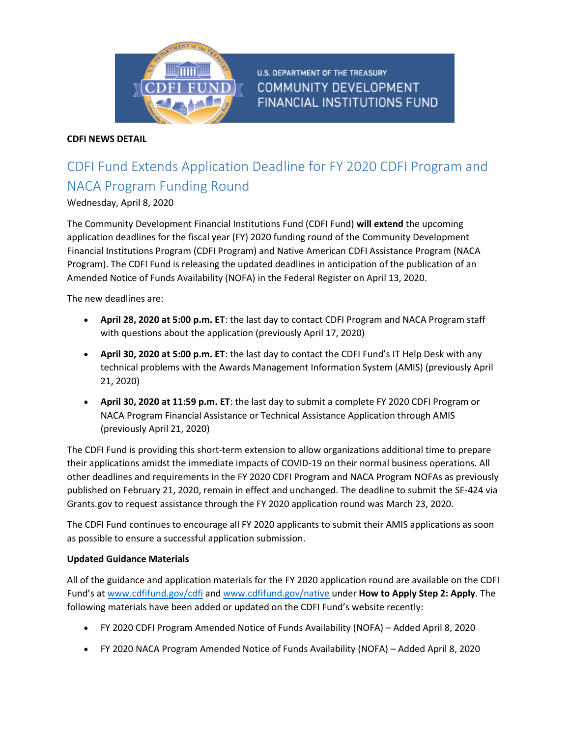**CDFI NEWS DETAIL**

# CDFI Fund Extends Application Deadline for FY 2020 CDFI Program and NACA Program Funding Round

Wednesday, April 8, 2020

The Community Development Financial Institutions Fund (CDFI Fund) **will extend** the upcoming application deadlines for the fiscal year (FY) 2020 funding round of the Community Development Financial Institutions Program (CDFI Program) and Native American CDFI Assistance Program (NACA Program). The CDFI Fund is releasing the updated deadlines in anticipation of the publication of an Amended Notice of Funds Availability (NOFA) in the Federal Register on April 13, 2020.

The new deadlines are:

- **April 28, 2020 at 5:00 p.m. ET**: the last day to contact CDFI Program and NACA Program staff with questions about the application (previously April 17, 2020)
- **April 30, 2020 at 5:00 p.m. ET**: the last day to contact the CDFI Fund's IT Help Desk with any technical problems with the Awards Management Information System (AMIS) (previously April 21, 2020)
- **April 30, 2020 at 11:59 p.m. ET**: the last day to submit a complete FY 2020 CDFI Program or NACA Program Financial Assistance or Technical Assistance Application through AMIS (previously April 21, 2020)

The CDFI Fund is providing this short-term extension to allow organizations additional time to prepare their applications amidst the immediate impacts of COVID-19 on their normal business operations. All other deadlines and requirements in the FY 2020 CDFI Program and NACA Program NOFAs as previously published on February 21, 2020, remain in effect and unchanged. The deadline to submit the SF-424 via Grants.gov to request assistance through the FY 2020 application round was March 23, 2020.

The CDFI Fund continues to encourage all FY 2020 applicants to submit their AMIS applications as soon as possible to ensure a successful application submission.

**Updated Guidance Materials**

All of the guidance and application materials for the FY 2020 application round are available on the CDFI Fund's at www.cdfifund.gov/cdfi and www.cdfifund.gov/native under **How to Apply Step 2: Apply**. The following materials have been added or updated on the CDFI Fund's website recently:

- FY 2020 CDFI Program Amended Notice of Funds Availability (NOFA) – Added April 8, 2020
- FY 2020 NACA Program Amended Notice of Funds Availability (NOFA) – Added April 8, 2020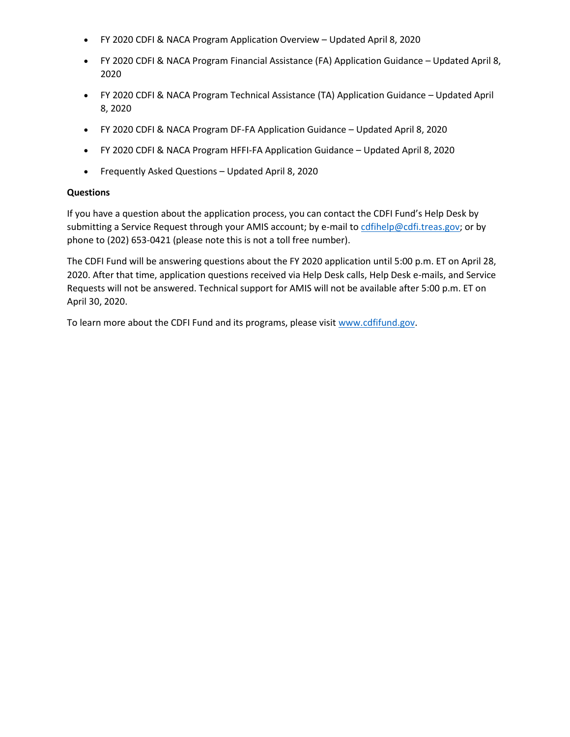- FY 2020 CDFI & NACA Program Application Overview – Updated April 8, 2020
- FY 2020 CDFI & NACA Program Financial Assistance (FA) Application Guidance – Updated April 8, 2020
- FY 2020 CDFI & NACA Program Technical Assistance (TA) Application Guidance – Updated April 8, 2020
- FY 2020 CDFI & NACA Program DF-FA Application Guidance – Updated April 8, 2020
- FY 2020 CDFI & NACA Program HFFI-FA Application Guidance – Updated April 8, 2020
- Frequently Asked Questions – Updated April 8, 2020

**Questions**

If you have a question about the application process, you can contact the CDFI Fund's Help Desk by submitting a Service Request through your AMIS account; by e-mail to cdfihelp@cdfi.treas.gov; or by phone to (202) 653-0421 (please note this is not a toll free number).

The CDFI Fund will be answering questions about the FY 2020 application until 5:00 p.m. ET on April 28, 2020. After that time, application questions received via Help Desk calls, Help Desk e-mails, and Service Requests will not be answered. Technical support for AMIS will not be available after 5:00 p.m. ET on April 30, 2020.

To learn more about the CDFI Fund and its programs, please visit www.cdfifund.gov.